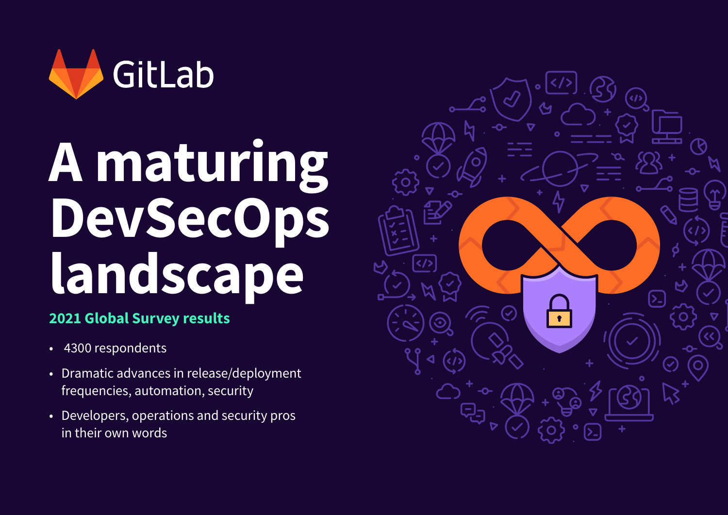GitLab

# A maturing DevSecOps landscape

## 2021 Global Survey results

- 4300 respondents
- Dramatic advances in release/deployment frequencies, automation, security
- Developers, operations and security pros in their own words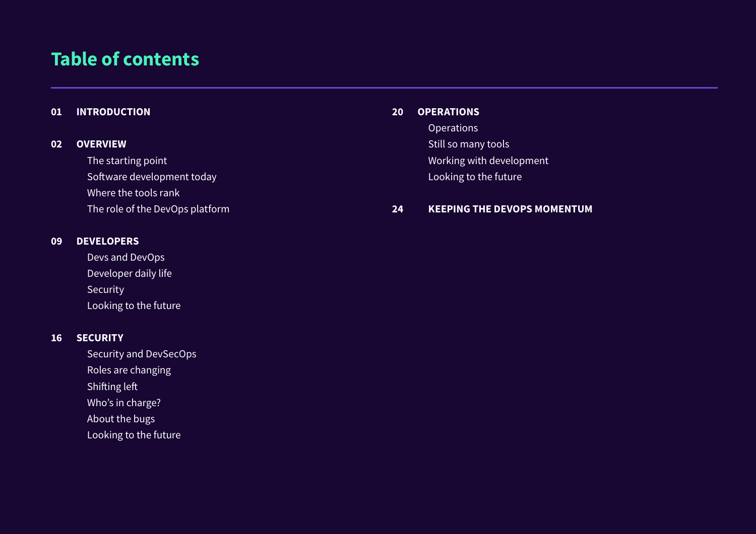# Table of contents

**01 INTRODUCTION**

**02 OVERVIEW**

- The starting point
- Software development today
- Where the tools rank
- The role of the DevOps platform

**09 DEVELOPERS**

- Devs and DevOps
- Developer daily life
- Security
- Looking to the future

**16 SECURITY**

- Security and DevSecOps
- Roles are changing
- Shifting left
- Who's in charge?
- About the bugs
- Looking to the future

**20 OPERATIONS**

- Operations
- Still so many tools
- Working with development
- Looking to the future

**24 KEEPING THE DEVOPS MOMENTUM**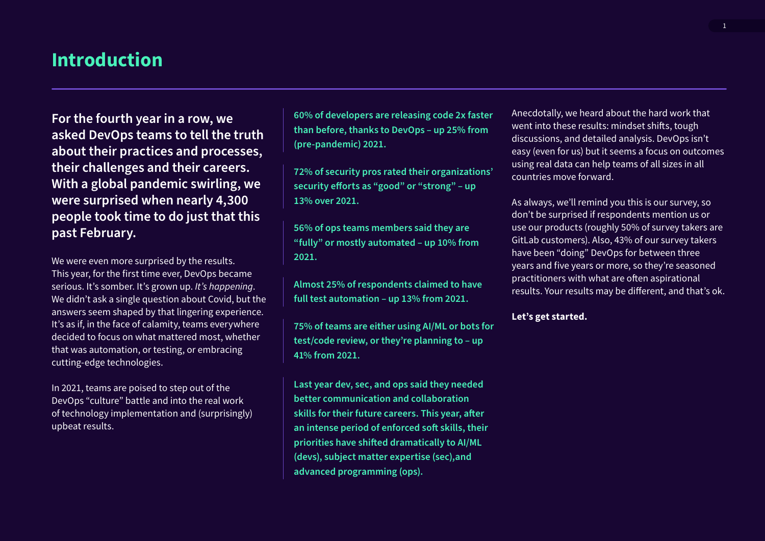# Introduction

**For the fourth year in a row, we asked DevOps teams to tell the truth about their practices and processes, their challenges and their careers. With a global pandemic swirling, we were surprised when nearly 4,300 people took time to do just that this past February.**

We were even more surprised by the results. This year, for the first time ever, DevOps became serious. It's somber. It's grown up. *It's happening*. We didn't ask a single question about Covid, but the answers seem shaped by that lingering experience. It's as if, in the face of calamity, teams everywhere decided to focus on what mattered most, whether that was automation, or testing, or embracing cutting-edge technologies.

In 2021, teams are poised to step out of the DevOps "culture" battle and into the real work of technology implementation and (surprisingly) upbeat results.

**60% of developers are releasing code 2x faster than before, thanks to DevOps – up 25% from (pre-pandemic) 2021.**

**72% of security pros rated their organizations' security efforts as "good" or "strong" – up 13% over 2021.**

**56% of ops teams members said they are "fully" or mostly automated – up 10% from 2021.**

**Almost 25% of respondents claimed to have full test automation – up 13% from 2021.**

**75% of teams are either using AI/ML or bots for test/code review, or they're planning to – up 41% from 2021.**

**Last year dev, sec, and ops said they needed better communication and collaboration skills for their future careers. This year, after an intense period of enforced soft skills, their priorities have shifted dramatically to AI/ML (devs), subject matter expertise (sec),and advanced programming (ops).**

Anecdotally, we heard about the hard work that went into these results: mindset shifts, tough discussions, and detailed analysis. DevOps isn't easy (even for us) but it seems a focus on outcomes using real data can help teams of all sizes in all countries move forward.

As always, we'll remind you this is our survey, so don't be surprised if respondents mention us or use our products (roughly 50% of survey takers are GitLab customers). Also, 43% of our survey takers have been "doing" DevOps for between three years and five years or more, so they're seasoned practitioners with what are often aspirational results. Your results may be different, and that's ok.

**Let's get started.**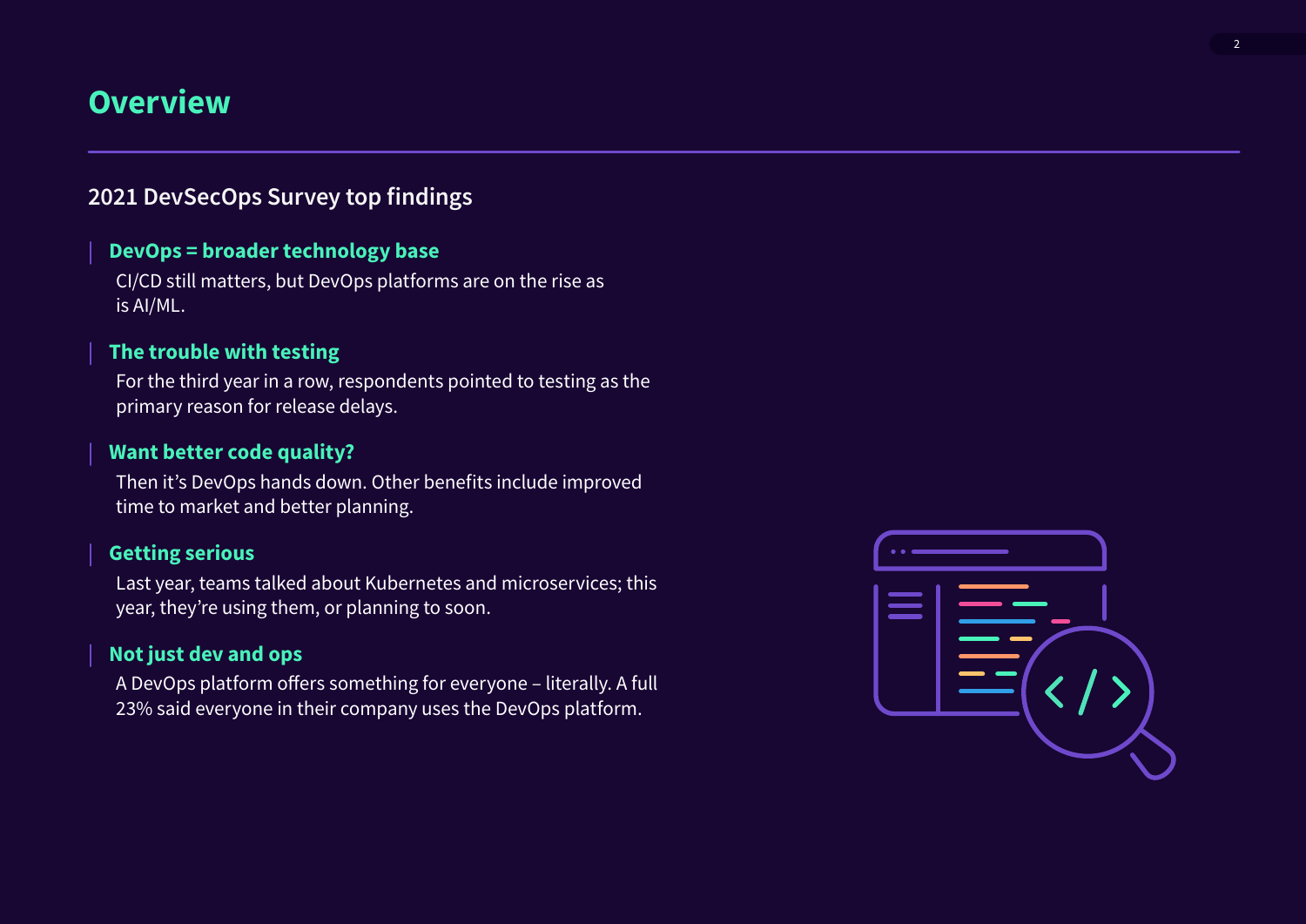# Overview

## 2021 DevSecOps Survey top findings

### DevOps = broader technology base

CI/CD still matters, but DevOps platforms are on the rise as is AI/ML.

### The trouble with testing

For the third year in a row, respondents pointed to testing as the primary reason for release delays.

### Want better code quality?

Then it's DevOps hands down. Other benefits include improved time to market and better planning.

### Getting serious

Last year, teams talked about Kubernetes and microservices; this year, they're using them, or planning to soon.

### Not just dev and ops

A DevOps platform offers something for everyone – literally. A full 23% said everyone in their company uses the DevOps platform.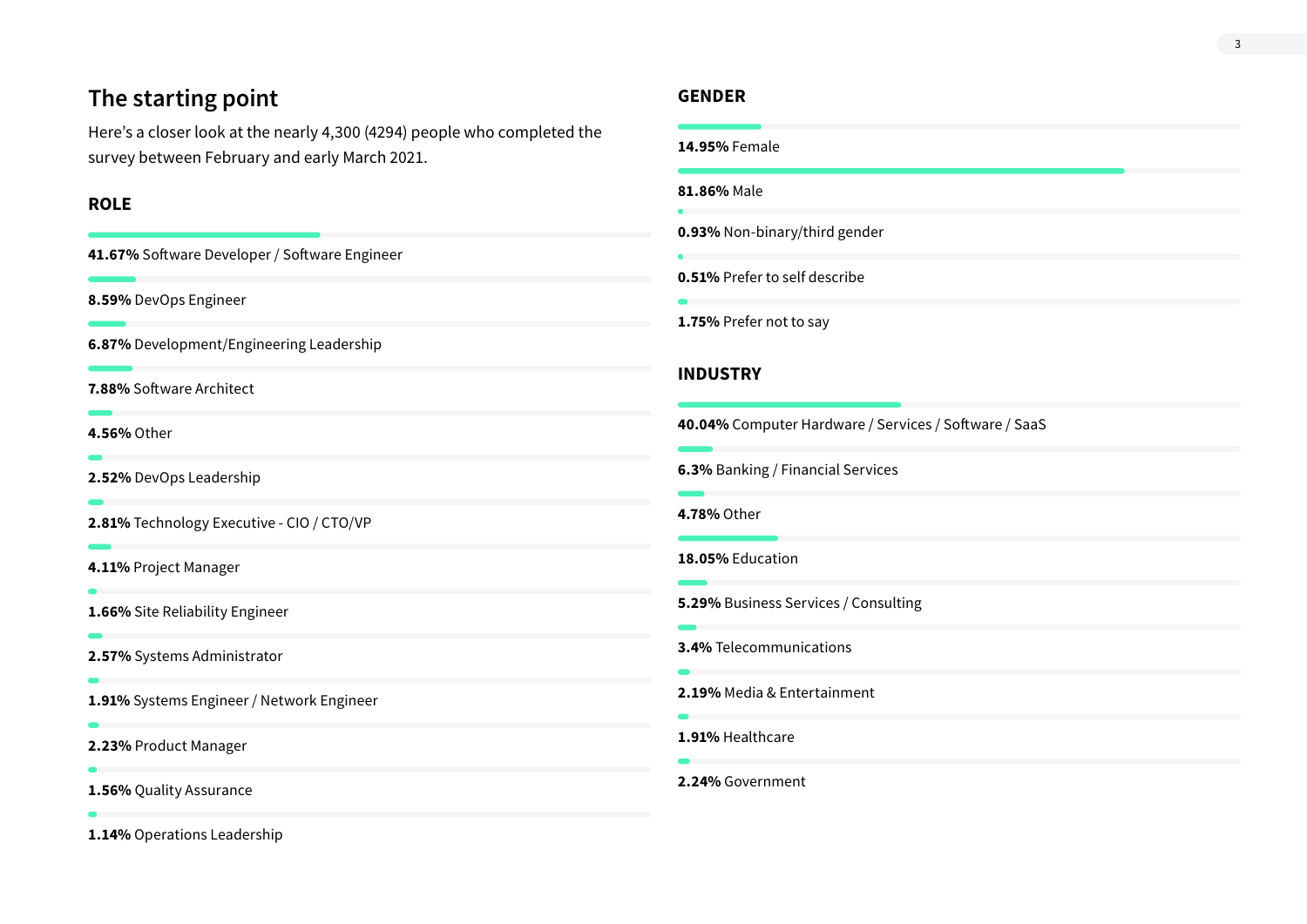## The starting point

Here's a closer look at the nearly 4,300 (4294) people who completed the survey between February and early March 2021.

### ROLE

**41.67%** Software Developer / Software Engineer

**8.59%** DevOps Engineer

**6.87%** Development/Engineering Leadership

**7.88%** Software Architect

**4.56%** Other

**2.52%** DevOps Leadership

**2.81%** Technology Executive - CIO / CTO/VP

**4.11%** Project Manager

**1.66%** Site Reliability Engineer

**2.57%** Systems Administrator

**1.91%** Systems Engineer / Network Engineer

**2.23%** Product Manager

**1.56%** Quality Assurance

**1.14%** Operations Leadership

### GENDER

**14.95%** Female

**81.86%** Male

**0.93%** Non-binary/third gender

**0.51%** Prefer to self describe

**1.75%** Prefer not to say

### INDUSTRY

**40.04%** Computer Hardware / Services / Software / SaaS

**6.3%** Banking / Financial Services

**4.78%** Other

**18.05%** Education

**5.29%** Business Services / Consulting

**3.4%** Telecommunications

**2.19%** Media & Entertainment

**1.91%** Healthcare

**2.24%** Government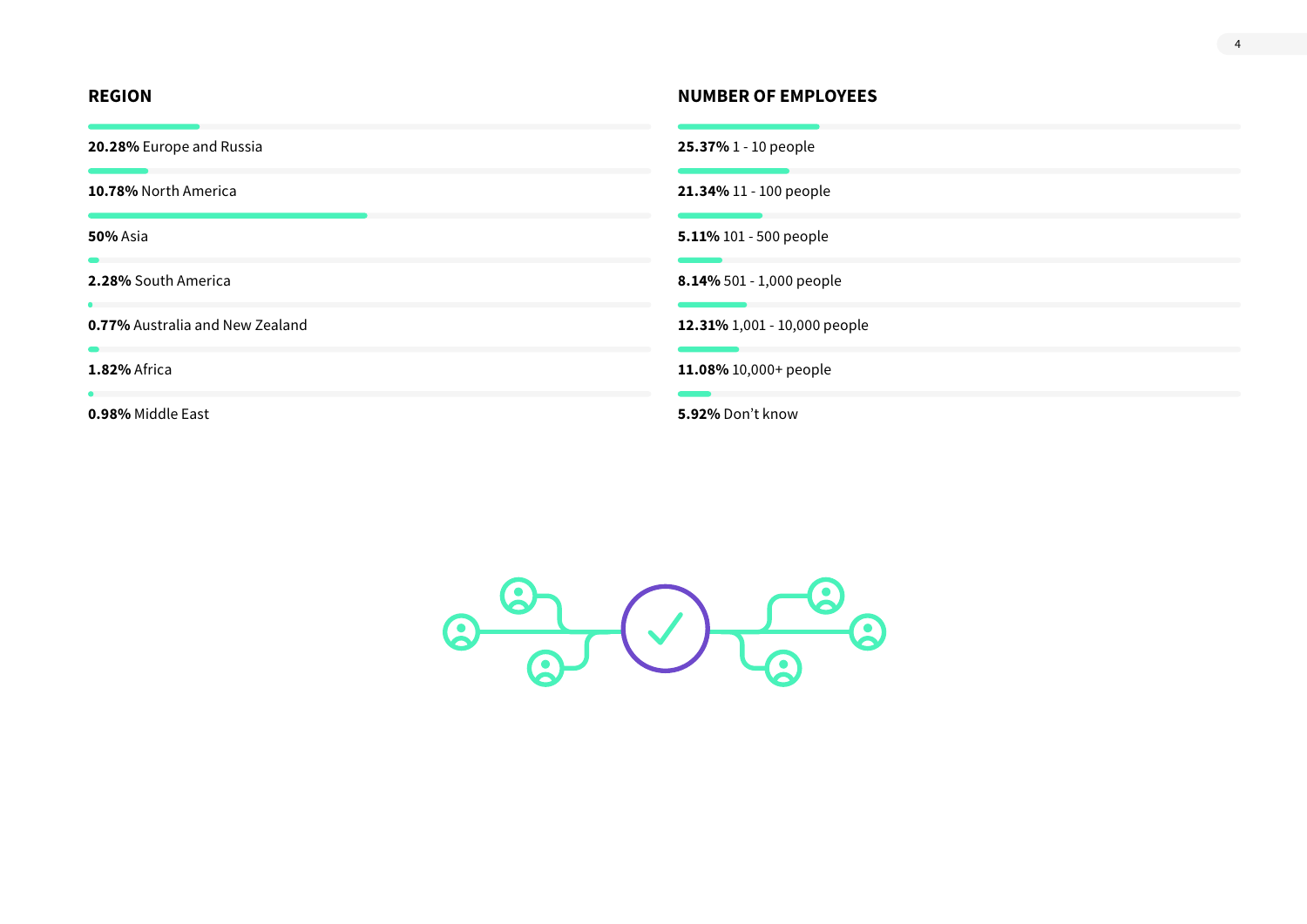## REGION

**20.28%** Europe and Russia

**10.78%** North America

**50%** Asia

**2.28%** South America

**0.77%** Australia and New Zealand

**1.82%** Africa

**0.98%** Middle East

## NUMBER OF EMPLOYEES

**25.37%** 1 - 10 people

**21.34%** 11 - 100 people

**5.11%** 101 - 500 people

**8.14%** 501 - 1,000 people

**12.31%** 1,001 - 10,000 people

**11.08%** 10,000+ people

**5.92%** Don't know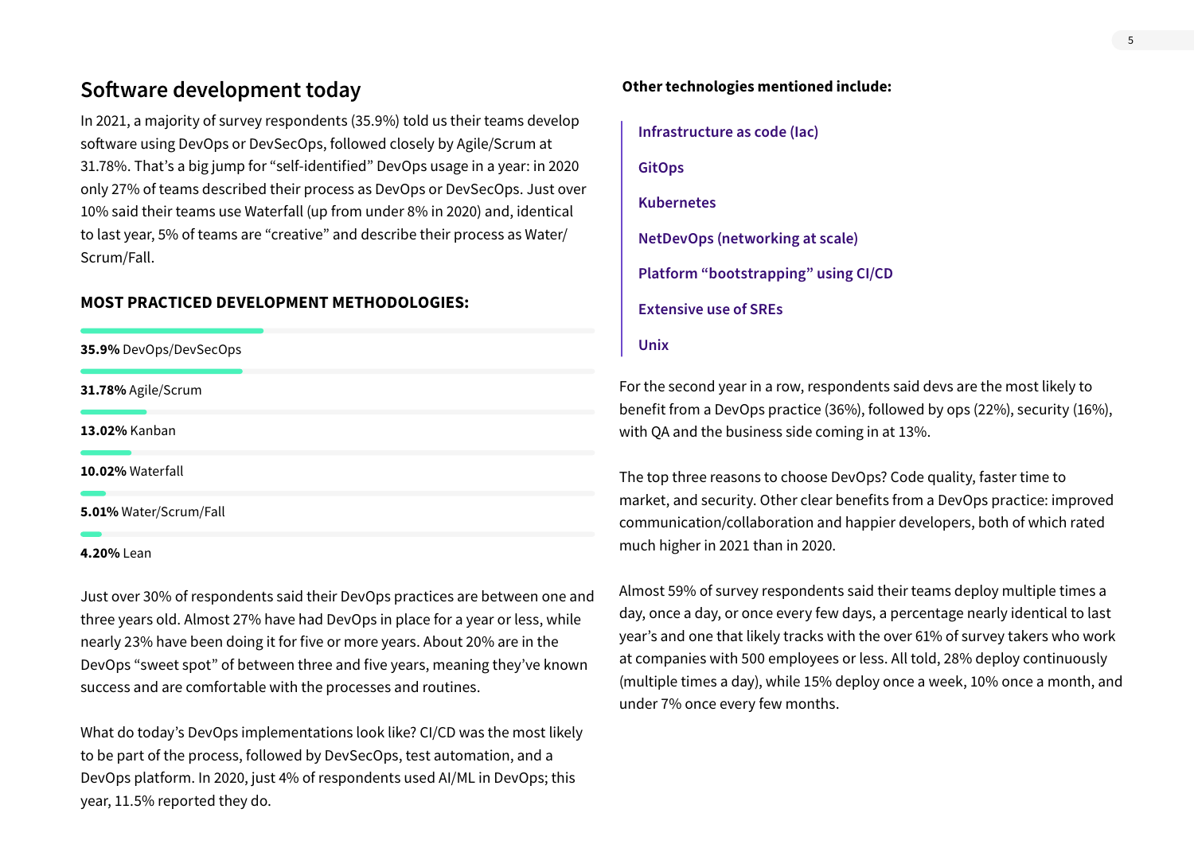## Software development today

In 2021, a majority of survey respondents (35.9%) told us their teams develop software using DevOps or DevSecOps, followed closely by Agile/Scrum at 31.78%. That's a big jump for "self-identified" DevOps usage in a year: in 2020 only 27% of teams described their process as DevOps or DevSecOps. Just over 10% said their teams use Waterfall (up from under 8% in 2020) and, identical to last year, 5% of teams are "creative" and describe their process as Water/Scrum/Fall.

### MOST PRACTICED DEVELOPMENT METHODOLOGIES:

- **35.9%** DevOps/DevSecOps
- **31.78%** Agile/Scrum
- **13.02%** Kanban
- **10.02%** Waterfall
- **5.01%** Water/Scrum/Fall
- **4.20%** Lean

Just over 30% of respondents said their DevOps practices are between one and three years old. Almost 27% have had DevOps in place for a year or less, while nearly 23% have been doing it for five or more years. About 20% are in the DevOps "sweet spot" of between three and five years, meaning they've known success and are comfortable with the processes and routines.

What do today's DevOps implementations look like? CI/CD was the most likely to be part of the process, followed by DevSecOps, test automation, and a DevOps platform. In 2020, just 4% of respondents used AI/ML in DevOps; this year, 11.5% reported they do.

**Other technologies mentioned include:**

- **Infrastructure as code (Iac)**
- **GitOps**
- **Kubernetes**
- **NetDevOps (networking at scale)**
- **Platform "bootstrapping" using CI/CD**
- **Extensive use of SREs**
- **Unix**

For the second year in a row, respondents said devs are the most likely to benefit from a DevOps practice (36%), followed by ops (22%), security (16%), with QA and the business side coming in at 13%.

The top three reasons to choose DevOps? Code quality, faster time to market, and security. Other clear benefits from a DevOps practice: improved communication/collaboration and happier developers, both of which rated much higher in 2021 than in 2020.

Almost 59% of survey respondents said their teams deploy multiple times a day, once a day, or once every few days, a percentage nearly identical to last year's and one that likely tracks with the over 61% of survey takers who work at companies with 500 employees or less. All told, 28% deploy continuously (multiple times a day), while 15% deploy once a week, 10% once a month, and under 7% once every few months.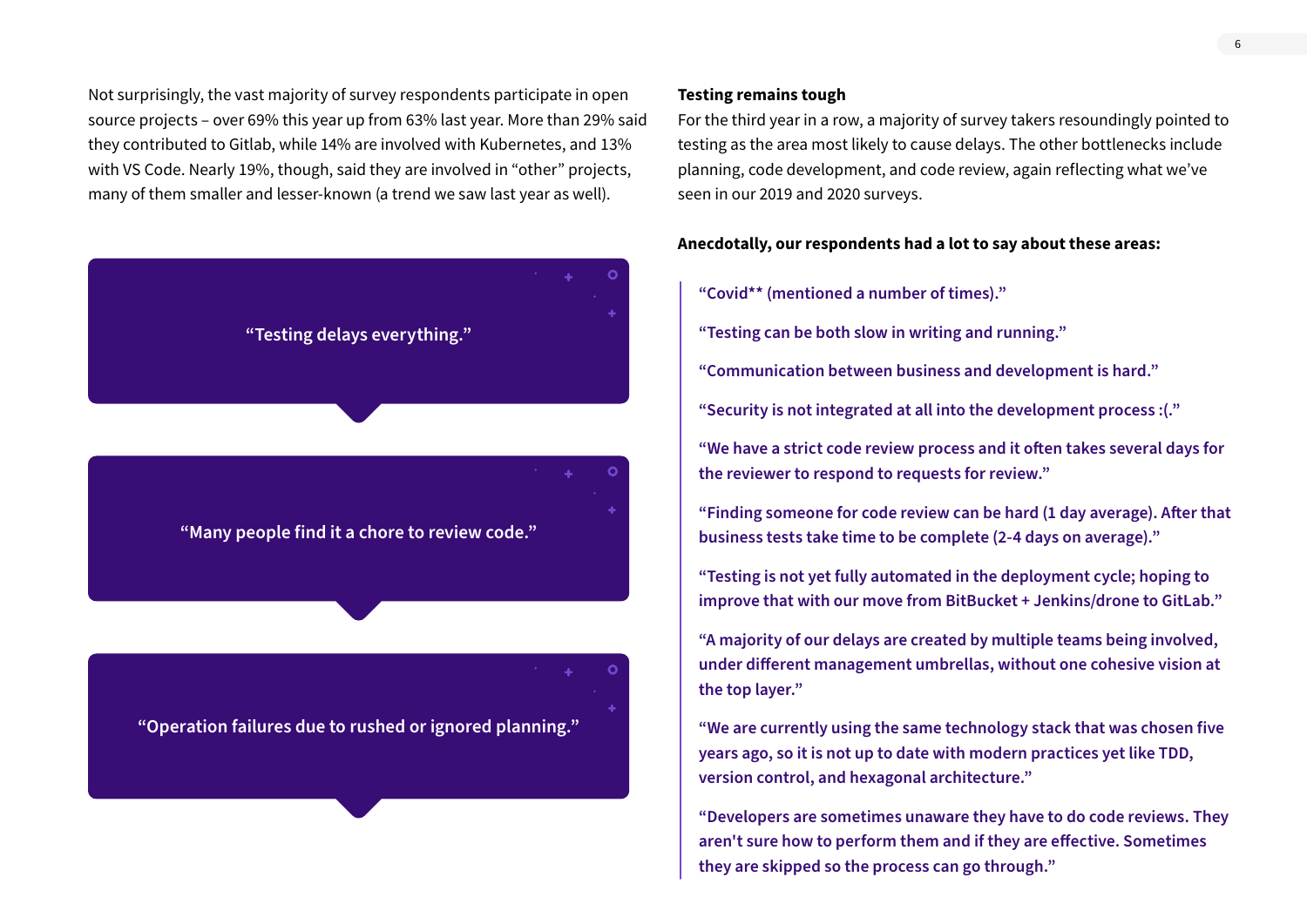Not surprisingly, the vast majority of survey respondents participate in open source projects – over 69% this year up from 63% last year. More than 29% said they contributed to Gitlab, while 14% are involved with Kubernetes, and 13% with VS Code. Nearly 19%, though, said they are involved in "other" projects, many of them smaller and lesser-known (a trend we saw last year as well).

> "Testing delays everything."

> "Many people find it a chore to review code."

> "Operation failures due to rushed or ignored planning."

**Testing remains tough**

For the third year in a row, a majority of survey takers resoundingly pointed to testing as the area most likely to cause delays. The other bottlenecks include planning, code development, and code review, again reflecting what we've seen in our 2019 and 2020 surveys.

**Anecdotally, our respondents had a lot to say about these areas:**

> "Covid** (mentioned a number of times)."
>
> "Testing can be both slow in writing and running."
>
> "Communication between business and development is hard."
>
> "Security is not integrated at all into the development process :(."
>
> "We have a strict code review process and it often takes several days for the reviewer to respond to requests for review."
>
> "Finding someone for code review can be hard (1 day average). After that business tests take time to be complete (2-4 days on average)."
>
> "Testing is not yet fully automated in the deployment cycle; hoping to improve that with our move from BitBucket + Jenkins/drone to GitLab."
>
> "A majority of our delays are created by multiple teams being involved, under different management umbrellas, without one cohesive vision at the top layer."
>
> "We are currently using the same technology stack that was chosen five years ago, so it is not up to date with modern practices yet like TDD, version control, and hexagonal architecture."
>
> "Developers are sometimes unaware they have to do code reviews. They aren't sure how to perform them and if they are effective. Sometimes they are skipped so the process can go through."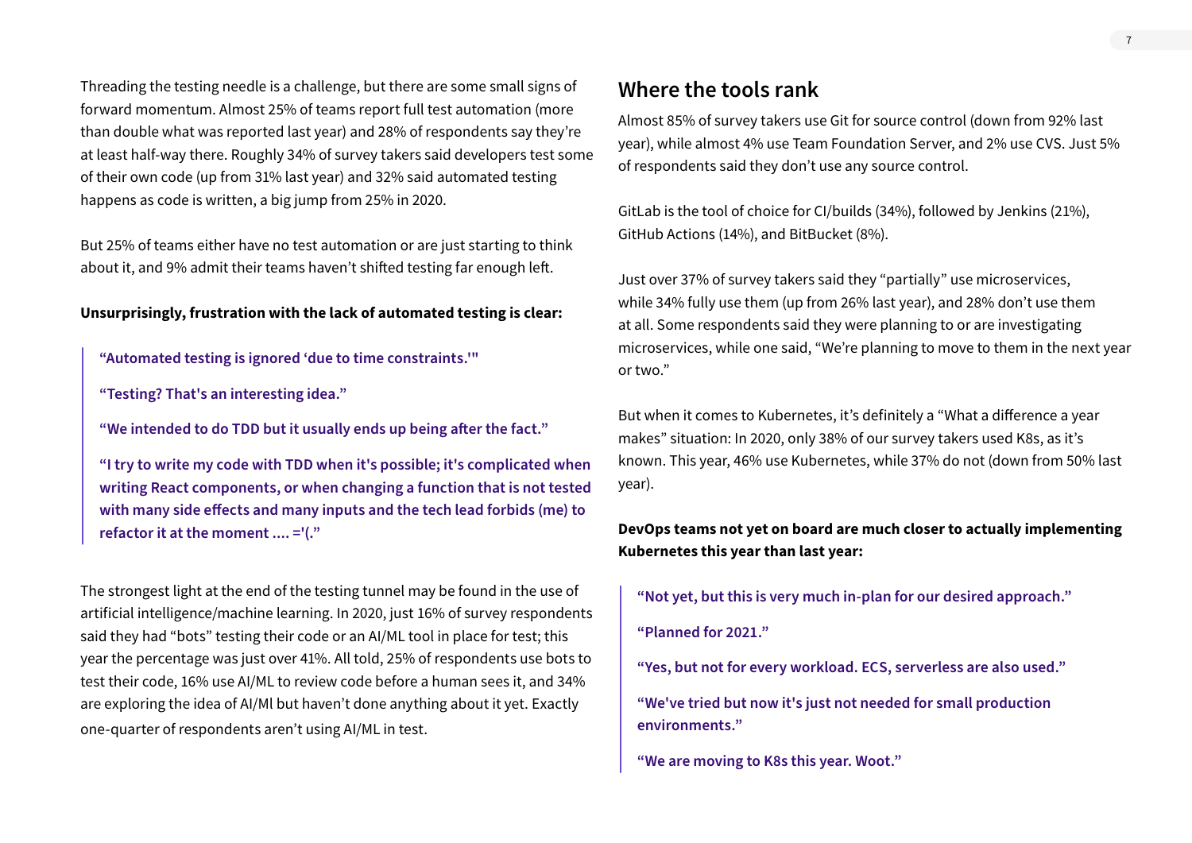Threading the testing needle is a challenge, but there are some small signs of forward momentum. Almost 25% of teams report full test automation (more than double what was reported last year) and 28% of respondents say they're at least half-way there. Roughly 34% of survey takers said developers test some of their own code (up from 31% last year) and 32% said automated testing happens as code is written, a big jump from 25% in 2020.

But 25% of teams either have no test automation or are just starting to think about it, and 9% admit their teams haven't shifted testing far enough left.

**Unsurprisingly, frustration with the lack of automated testing is clear:**

> **"Automated testing is ignored 'due to time constraints.'"**
>
> **"Testing? That's an interesting idea."**
>
> **"We intended to do TDD but it usually ends up being after the fact."**
>
> **"I try to write my code with TDD when it's possible; it's complicated when writing React components, or when changing a function that is not tested with many side effects and many inputs and the tech lead forbids (me) to refactor it at the moment .... ='(."**

The strongest light at the end of the testing tunnel may be found in the use of artificial intelligence/machine learning. In 2020, just 16% of survey respondents said they had "bots" testing their code or an AI/ML tool in place for test; this year the percentage was just over 41%. All told, 25% of respondents use bots to test their code, 16% use AI/ML to review code before a human sees it, and 34% are exploring the idea of AI/Ml but haven't done anything about it yet. Exactly one-quarter of respondents aren't using AI/ML in test.

## Where the tools rank

Almost 85% of survey takers use Git for source control (down from 92% last year), while almost 4% use Team Foundation Server, and 2% use CVS. Just 5% of respondents said they don't use any source control.

GitLab is the tool of choice for CI/builds (34%), followed by Jenkins (21%), GitHub Actions (14%), and BitBucket (8%).

Just over 37% of survey takers said they "partially" use microservices, while 34% fully use them (up from 26% last year), and 28% don't use them at all. Some respondents said they were planning to or are investigating microservices, while one said, "We're planning to move to them in the next year or two."

But when it comes to Kubernetes, it's definitely a "What a difference a year makes" situation: In 2020, only 38% of our survey takers used K8s, as it's known. This year, 46% use Kubernetes, while 37% do not (down from 50% last year).

**DevOps teams not yet on board are much closer to actually implementing Kubernetes this year than last year:**

> **"Not yet, but this is very much in-plan for our desired approach."**
>
> **"Planned for 2021."**
>
> **"Yes, but not for every workload. ECS, serverless are also used."**
>
> **"We've tried but now it's just not needed for small production environments."**
>
> **"We are moving to K8s this year. Woot."**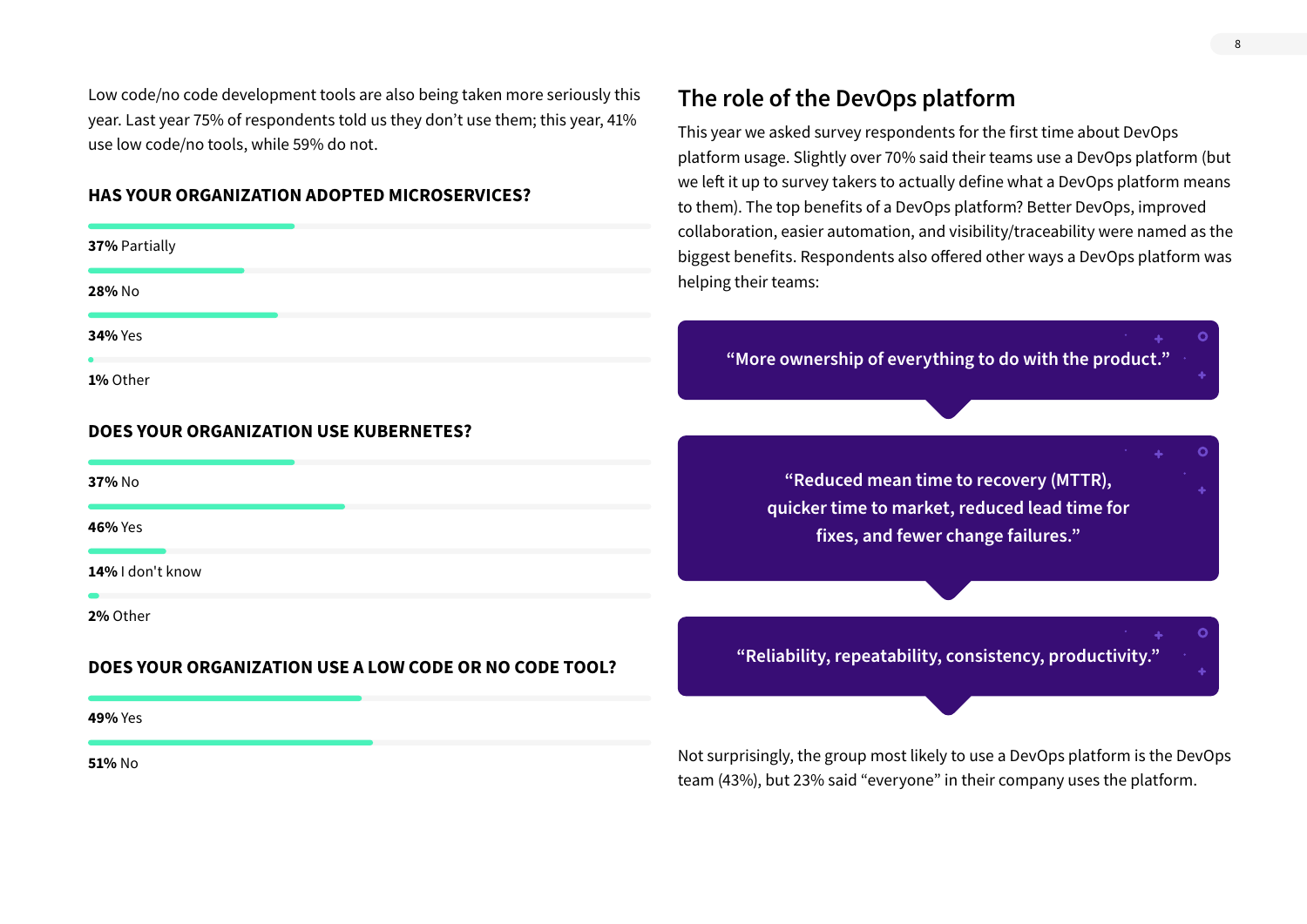Low code/no code development tools are also being taken more seriously this year. Last year 75% of respondents told us they don't use them; this year, 41% use low code/no tools, while 59% do not.

### HAS YOUR ORGANIZATION ADOPTED MICROSERVICES?

**37%** Partially

**28%** No

**34%** Yes

**1%** Other

### DOES YOUR ORGANIZATION USE KUBERNETES?

**37%** No

**46%** Yes

**14%** I don't know

**2%** Other

### DOES YOUR ORGANIZATION USE A LOW CODE OR NO CODE TOOL?

**49%** Yes

**51%** No

## The role of the DevOps platform

This year we asked survey respondents for the first time about DevOps platform usage. Slightly over 70% said their teams use a DevOps platform (but we left it up to survey takers to actually define what a DevOps platform means to them). The top benefits of a DevOps platform? Better DevOps, improved collaboration, easier automation, and visibility/traceability were named as the biggest benefits. Respondents also offered other ways a DevOps platform was helping their teams:

> **"More ownership of everything to do with the product."**

> **"Reduced mean time to recovery (MTTR), quicker time to market, reduced lead time for fixes, and fewer change failures."**

> **"Reliability, repeatability, consistency, productivity."**

Not surprisingly, the group most likely to use a DevOps platform is the DevOps team (43%), but 23% said "everyone" in their company uses the platform.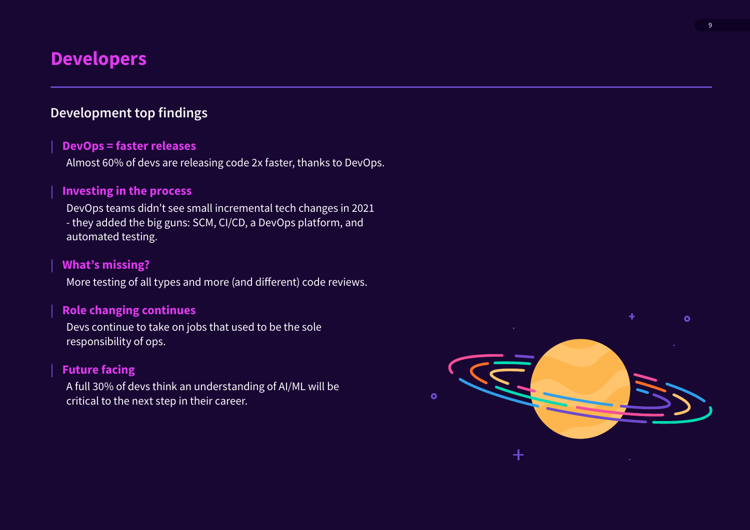# Developers

## Development top findings

### DevOps = faster releases

Almost 60% of devs are releasing code 2x faster, thanks to DevOps.

### Investing in the process

DevOps teams didn't see small incremental tech changes in 2021 - they added the big guns: SCM, CI/CD, a DevOps platform, and automated testing.

### What's missing?

More testing of all types and more (and different) code reviews.

### Role changing continues

Devs continue to take on jobs that used to be the sole responsibility of ops.

### Future facing

A full 30% of devs think an understanding of AI/ML will be critical to the next step in their career.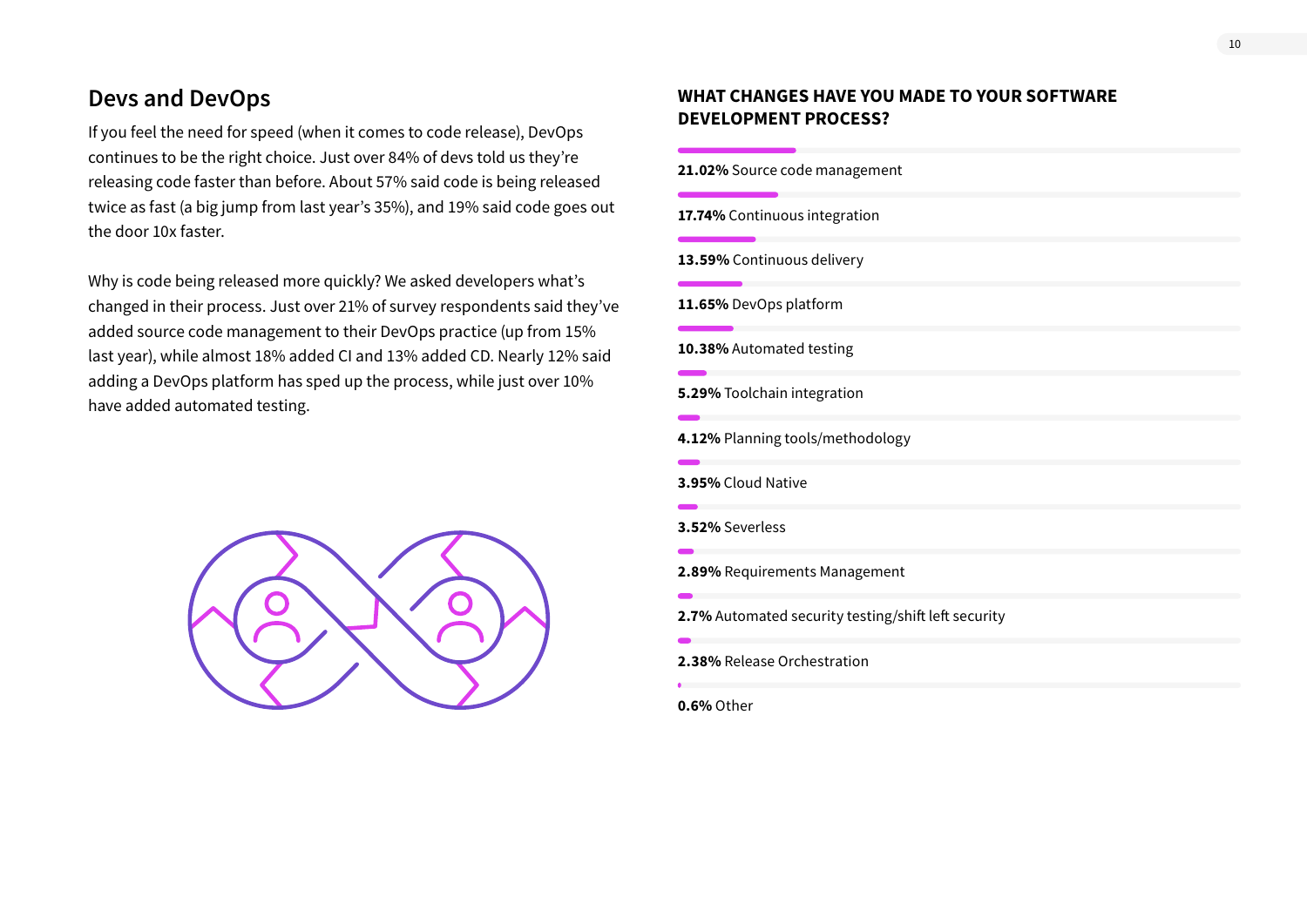## Devs and DevOps

If you feel the need for speed (when it comes to code release), DevOps continues to be the right choice. Just over 84% of devs told us they're releasing code faster than before. About 57% said code is being released twice as fast (a big jump from last year's 35%), and 19% said code goes out the door 10x faster.

Why is code being released more quickly? We asked developers what's changed in their process. Just over 21% of survey respondents said they've added source code management to their DevOps practice (up from 15% last year), while almost 18% added CI and 13% added CD. Nearly 12% said adding a DevOps platform has sped up the process, while just over 10% have added automated testing.

### WHAT CHANGES HAVE YOU MADE TO YOUR SOFTWARE DEVELOPMENT PROCESS?

**21.02%** Source code management

**17.74%** Continuous integration

**13.59%** Continuous delivery

**11.65%** DevOps platform

**10.38%** Automated testing

**5.29%** Toolchain integration

**4.12%** Planning tools/methodology

**3.95%** Cloud Native

**3.52%** Severless

**2.89%** Requirements Management

**2.7%** Automated security testing/shift left security

**2.38%** Release Orchestration

**0.6%** Other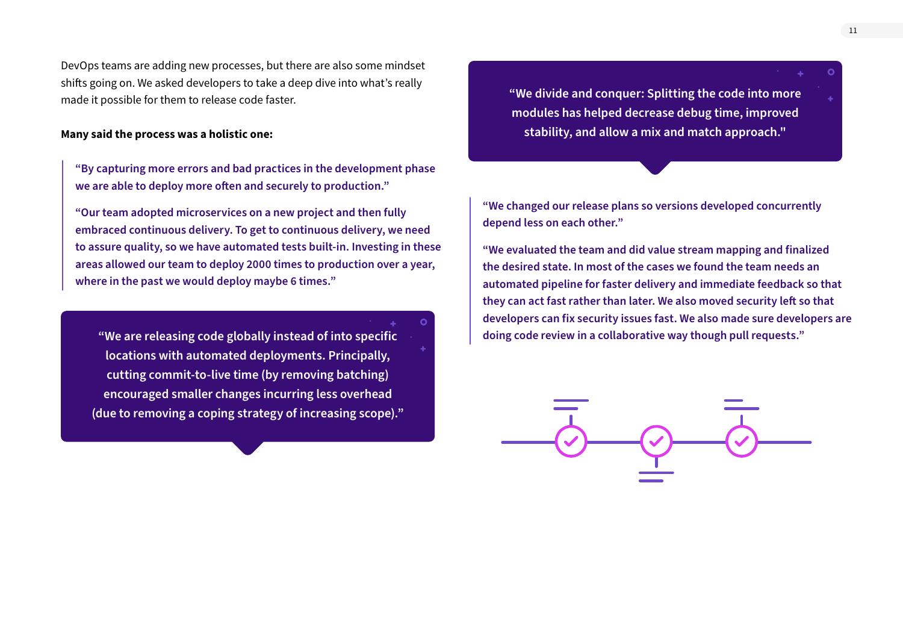DevOps teams are adding new processes, but there are also some mindset shifts going on. We asked developers to take a deep dive into what's really made it possible for them to release code faster.

**Many said the process was a holistic one:**

> **"By capturing more errors and bad practices in the development phase we are able to deploy more often and securely to production."**
>
> **"Our team adopted microservices on a new project and then fully embraced continuous delivery. To get to continuous delivery, we need to assure quality, so we have automated tests built-in. Investing in these areas allowed our team to deploy 2000 times to production over a year, where in the past we would deploy maybe 6 times."**

**"We are releasing code globally instead of into specific locations with automated deployments. Principally, cutting commit-to-live time (by removing batching) encouraged smaller changes incurring less overhead (due to removing a coping strategy of increasing scope)."**

**"We divide and conquer: Splitting the code into more modules has helped decrease debug time, improved stability, and allow a mix and match approach."**

> **"We changed our release plans so versions developed concurrently depend less on each other."**
>
> **"We evaluated the team and did value stream mapping and finalized the desired state. In most of the cases we found the team needs an automated pipeline for faster delivery and immediate feedback so that they can act fast rather than later. We also moved security left so that developers can fix security issues fast. We also made sure developers are doing code review in a collaborative way though pull requests."**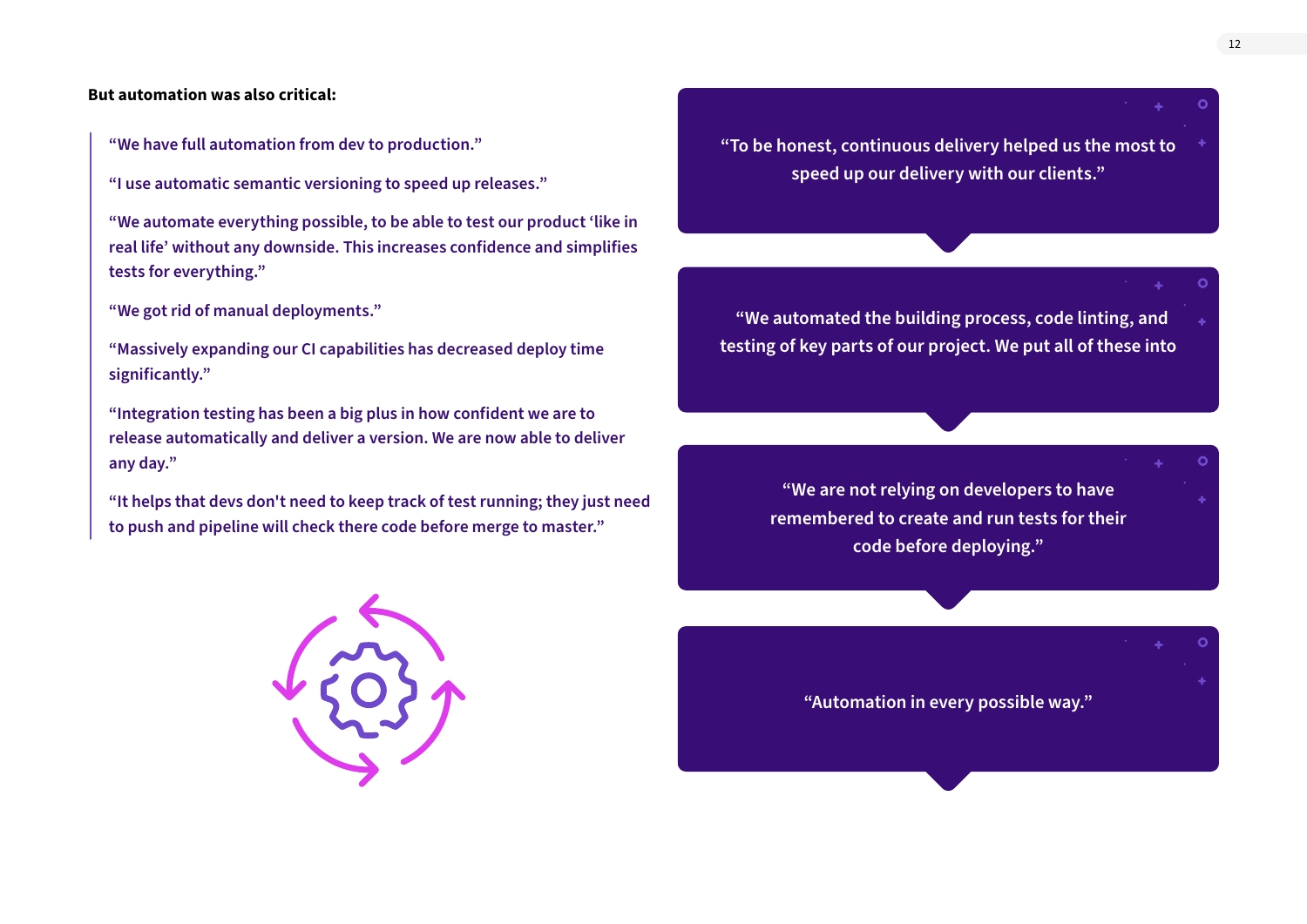**But automation was also critical:**

> "We have full automation from dev to production."
>
> "I use automatic semantic versioning to speed up releases."
>
> "We automate everything possible, to be able to test our product 'like in real life' without any downside. This increases confidence and simplifies tests for everything."
>
> "We got rid of manual deployments."
>
> "Massively expanding our CI capabilities has decreased deploy time significantly."
>
> "Integration testing has been a big plus in how confident we are to release automatically and deliver a version. We are now able to deliver any day."
>
> "It helps that devs don't need to keep track of test running; they just need to push and pipeline will check there code before merge to master."

"To be honest, continuous delivery helped us the most to speed up our delivery with our clients."

"We automated the building process, code linting, and testing of key parts of our project. We put all of these into

"We are not relying on developers to have remembered to create and run tests for their code before deploying."

"Automation in every possible way."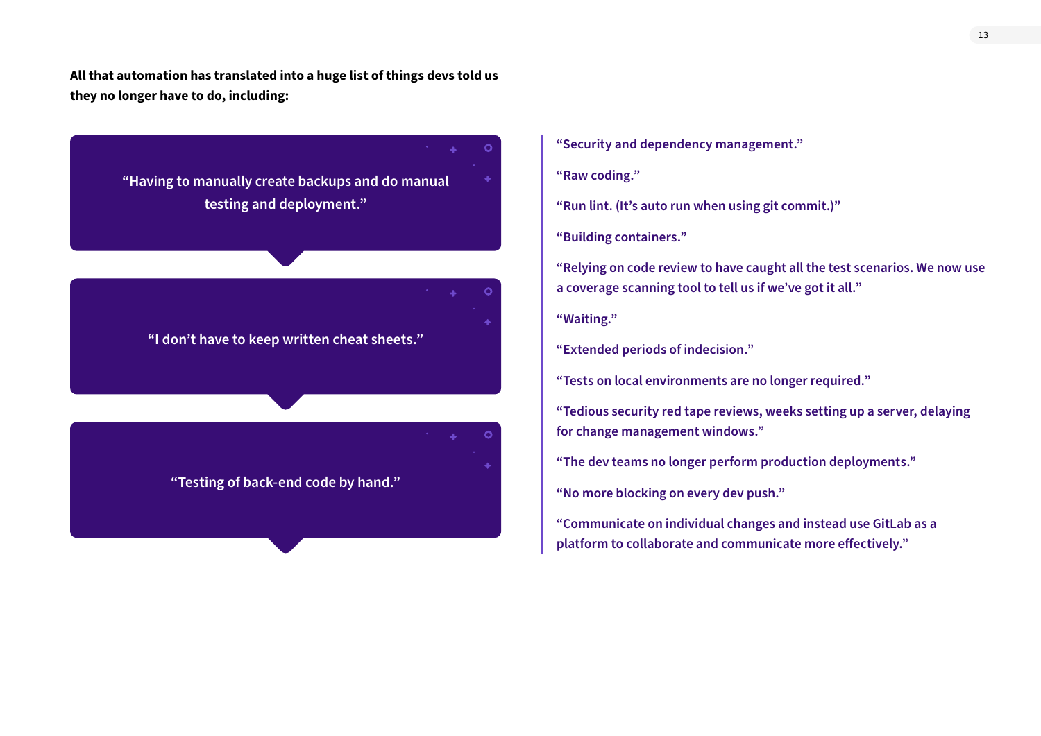**All that automation has translated into a huge list of things devs told us they no longer have to do, including:**

> “Having to manually create backups and do manual testing and deployment.”

> “I don’t have to keep written cheat sheets.”

> “Testing of back-end code by hand.”

“Security and dependency management.”

“Raw coding.”

“Run lint. (It’s auto run when using git commit.)”

“Building containers.”

“Relying on code review to have caught all the test scenarios. We now use a coverage scanning tool to tell us if we’ve got it all.”

“Waiting.”

“Extended periods of indecision.”

“Tests on local environments are no longer required.”

“Tedious security red tape reviews, weeks setting up a server, delaying for change management windows.”

“The dev teams no longer perform production deployments.”

“No more blocking on every dev push.”

“Communicate on individual changes and instead use GitLab as a platform to collaborate and communicate more effectively.”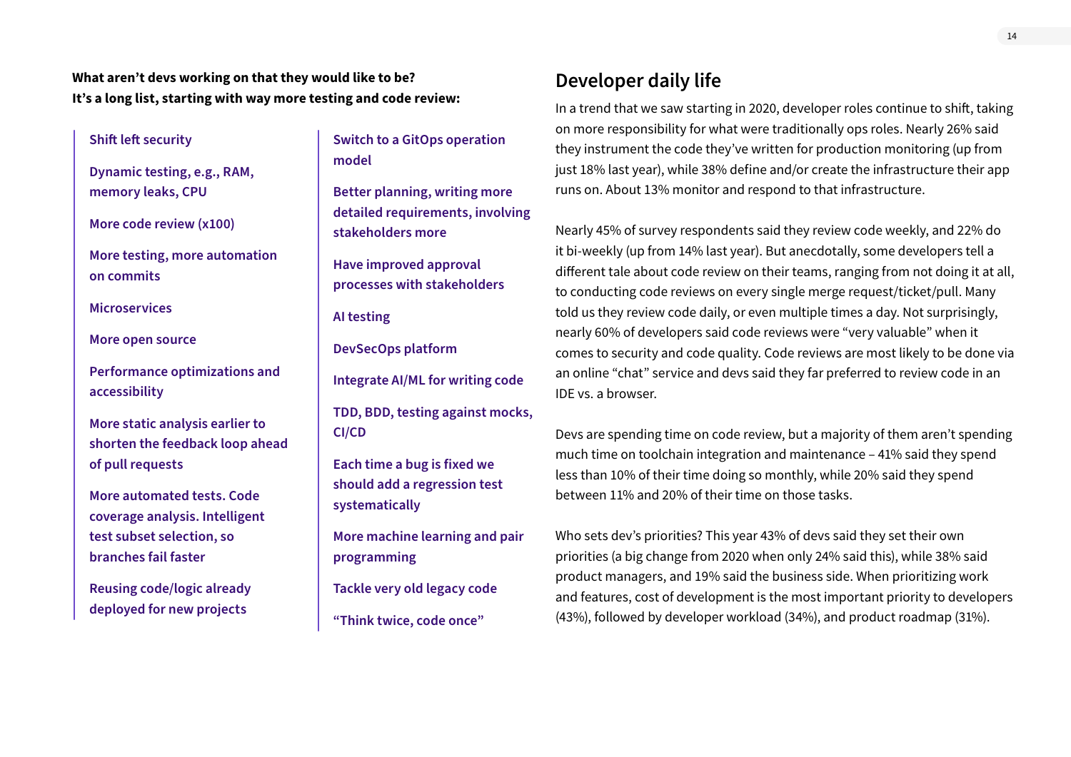**What aren't devs working on that they would like to be? It's a long list, starting with way more testing and code review:**

- Shift left security
- Dynamic testing, e.g., RAM, memory leaks, CPU
- More code review (x100)
- More testing, more automation on commits
- Microservices
- More open source
- Performance optimizations and accessibility
- More static analysis earlier to shorten the feedback loop ahead of pull requests
- More automated tests. Code coverage analysis. Intelligent test subset selection, so branches fail faster
- Reusing code/logic already deployed for new projects
- Switch to a GitOps operation model
- Better planning, writing more detailed requirements, involving stakeholders more
- Have improved approval processes with stakeholders
- AI testing
- DevSecOps platform
- Integrate AI/ML for writing code
- TDD, BDD, testing against mocks, CI/CD
- Each time a bug is fixed we should add a regression test systematically
- More machine learning and pair programming
- Tackle very old legacy code
- "Think twice, code once"

## Developer daily life

In a trend that we saw starting in 2020, developer roles continue to shift, taking on more responsibility for what were traditionally ops roles. Nearly 26% said they instrument the code they've written for production monitoring (up from just 18% last year), while 38% define and/or create the infrastructure their app runs on. About 13% monitor and respond to that infrastructure.

Nearly 45% of survey respondents said they review code weekly, and 22% do it bi-weekly (up from 14% last year). But anecdotally, some developers tell a different tale about code review on their teams, ranging from not doing it at all, to conducting code reviews on every single merge request/ticket/pull. Many told us they review code daily, or even multiple times a day. Not surprisingly, nearly 60% of developers said code reviews were "very valuable" when it comes to security and code quality. Code reviews are most likely to be done via an online "chat" service and devs said they far preferred to review code in an IDE vs. a browser.

Devs are spending time on code review, but a majority of them aren't spending much time on toolchain integration and maintenance – 41% said they spend less than 10% of their time doing so monthly, while 20% said they spend between 11% and 20% of their time on those tasks.

Who sets dev's priorities? This year 43% of devs said they set their own priorities (a big change from 2020 when only 24% said this), while 38% said product managers, and 19% said the business side. When prioritizing work and features, cost of development is the most important priority to developers (43%), followed by developer workload (34%), and product roadmap (31%).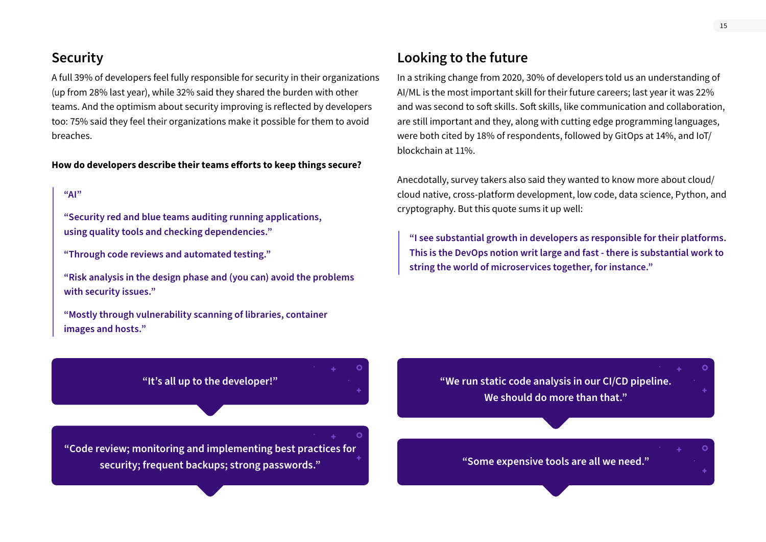## Security

A full 39% of developers feel fully responsible for security in their organizations (up from 28% last year), while 32% said they shared the burden with other teams. And the optimism about security improving is reflected by developers too: 75% said they feel their organizations make it possible for them to avoid breaches.

**How do developers describe their teams efforts to keep things secure?**

> **"AI"**
>
> **"Security red and blue teams auditing running applications, using quality tools and checking dependencies."**
>
> **"Through code reviews and automated testing."**
>
> **"Risk analysis in the design phase and (you can) avoid the problems with security issues."**
>
> **"Mostly through vulnerability scanning of libraries, container images and hosts."**

**"It's all up to the developer!"**

**"Code review; monitoring and implementing best practices for security; frequent backups; strong passwords."**

## Looking to the future

In a striking change from 2020, 30% of developers told us an understanding of AI/ML is the most important skill for their future careers; last year it was 22% and was second to soft skills. Soft skills, like communication and collaboration, are still important and they, along with cutting edge programming languages, were both cited by 18% of respondents, followed by GitOps at 14%, and IoT/blockchain at 11%.

Anecdotally, survey takers also said they wanted to know more about cloud/cloud native, cross-platform development, low code, data science, Python, and cryptography. But this quote sums it up well:

> **"I see substantial growth in developers as responsible for their platforms. This is the DevOps notion writ large and fast - there is substantial work to string the world of microservices together, for instance."**

**"We run static code analysis in our CI/CD pipeline. We should do more than that."**

**"Some expensive tools are all we need."**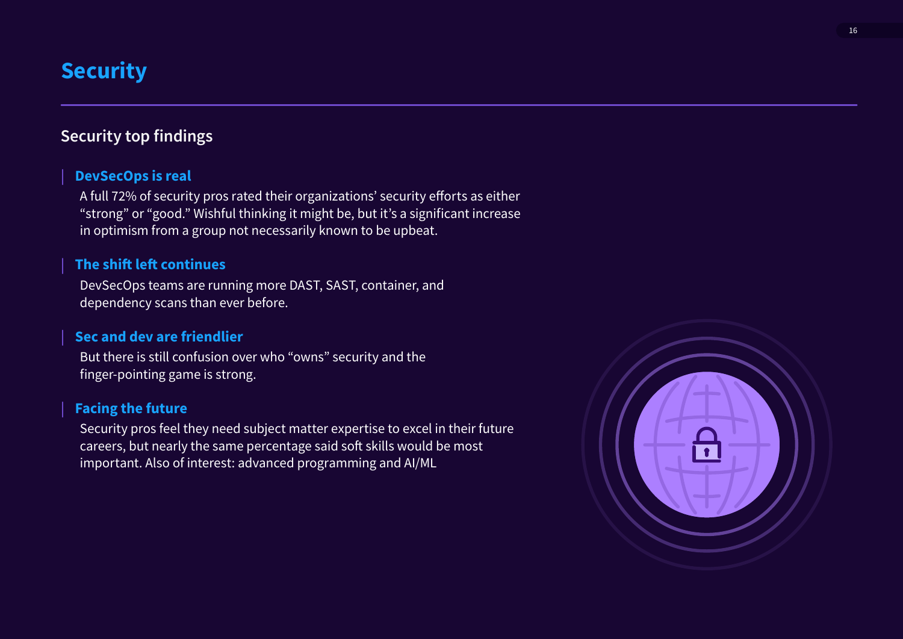# Security

## Security top findings

### DevSecOps is real

A full 72% of security pros rated their organizations' security efforts as either "strong" or "good." Wishful thinking it might be, but it's a significant increase in optimism from a group not necessarily known to be upbeat.

### The shift left continues

DevSecOps teams are running more DAST, SAST, container, and dependency scans than ever before.

### Sec and dev are friendlier

But there is still confusion over who "owns" security and the finger-pointing game is strong.

### Facing the future

Security pros feel they need subject matter expertise to excel in their future careers, but nearly the same percentage said soft skills would be most important. Also of interest: advanced programming and AI/ML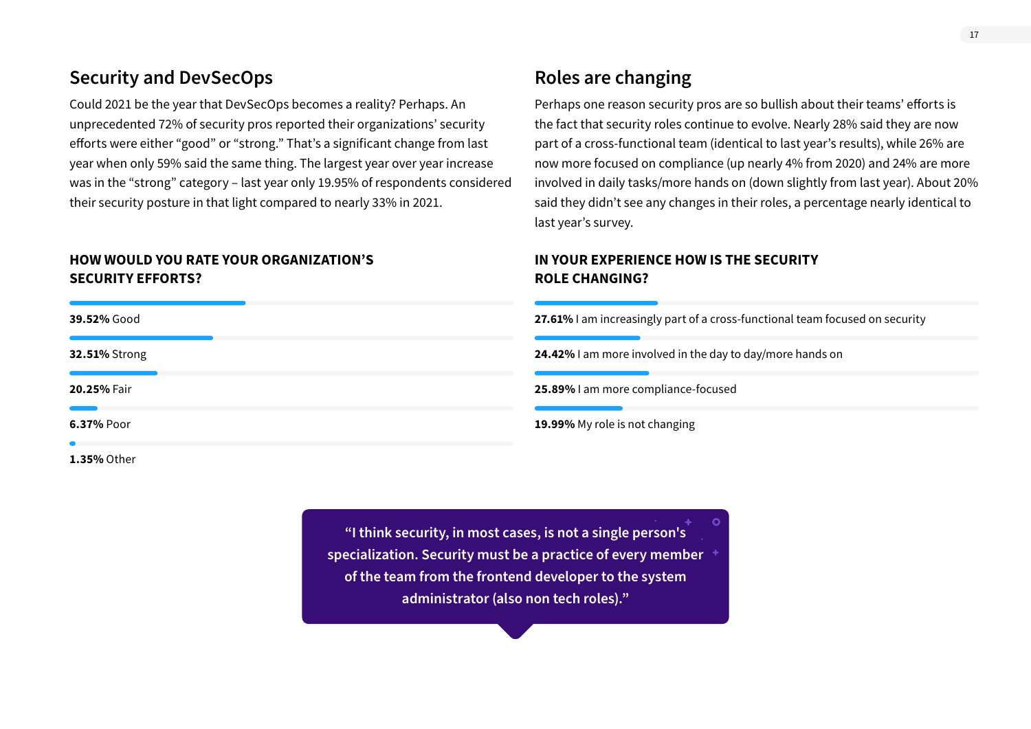## Security and DevSecOps

Could 2021 be the year that DevSecOps becomes a reality? Perhaps. An unprecedented 72% of security pros reported their organizations' security efforts were either "good" or "strong." That's a significant change from last year when only 59% said the same thing. The largest year over year increase was in the "strong" category – last year only 19.95% of respondents considered their security posture in that light compared to nearly 33% in 2021.

### HOW WOULD YOU RATE YOUR ORGANIZATION'S SECURITY EFFORTS?

**39.52%** Good

**32.51%** Strong

**20.25%** Fair

**6.37%** Poor

**1.35%** Other

## Roles are changing

Perhaps one reason security pros are so bullish about their teams' efforts is the fact that security roles continue to evolve. Nearly 28% said they are now part of a cross-functional team (identical to last year's results), while 26% are now more focused on compliance (up nearly 4% from 2020) and 24% are more involved in daily tasks/more hands on (down slightly from last year). About 20% said they didn't see any changes in their roles, a percentage nearly identical to last year's survey.

### IN YOUR EXPERIENCE HOW IS THE SECURITY ROLE CHANGING?

**27.61%** I am increasingly part of a cross-functional team focused on security

**24.42%** I am more involved in the day to day/more hands on

**25.89%** I am more compliance-focused

**19.99%** My role is not changing

> "I think security, in most cases, is not a single person's specialization. Security must be a practice of every member of the team from the frontend developer to the system administrator (also non tech roles)."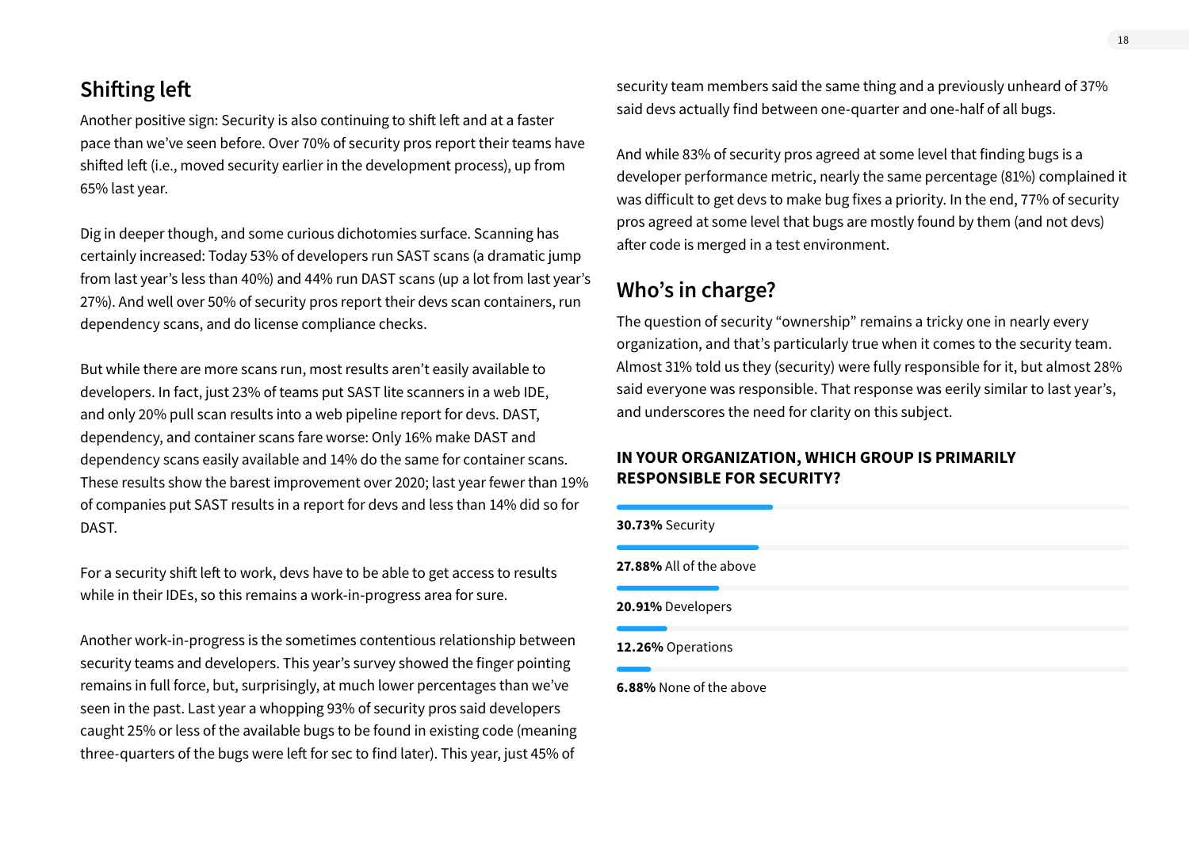## Shifting left

Another positive sign: Security is also continuing to shift left and at a faster pace than we've seen before. Over 70% of security pros report their teams have shifted left (i.e., moved security earlier in the development process), up from 65% last year.

Dig in deeper though, and some curious dichotomies surface. Scanning has certainly increased: Today 53% of developers run SAST scans (a dramatic jump from last year's less than 40%) and 44% run DAST scans (up a lot from last year's 27%). And well over 50% of security pros report their devs scan containers, run dependency scans, and do license compliance checks.

But while there are more scans run, most results aren't easily available to developers. In fact, just 23% of teams put SAST lite scanners in a web IDE, and only 20% pull scan results into a web pipeline report for devs. DAST, dependency, and container scans fare worse: Only 16% make DAST and dependency scans easily available and 14% do the same for container scans. These results show the barest improvement over 2020; last year fewer than 19% of companies put SAST results in a report for devs and less than 14% did so for DAST.

For a security shift left to work, devs have to be able to get access to results while in their IDEs, so this remains a work-in-progress area for sure.

Another work-in-progress is the sometimes contentious relationship between security teams and developers. This year's survey showed the finger pointing remains in full force, but, surprisingly, at much lower percentages than we've seen in the past. Last year a whopping 93% of security pros said developers caught 25% or less of the available bugs to be found in existing code (meaning three-quarters of the bugs were left for sec to find later). This year, just 45% of security team members said the same thing and a previously unheard of 37% said devs actually find between one-quarter and one-half of all bugs.

And while 83% of security pros agreed at some level that finding bugs is a developer performance metric, nearly the same percentage (81%) complained it was difficult to get devs to make bug fixes a priority. In the end, 77% of security pros agreed at some level that bugs are mostly found by them (and not devs) after code is merged in a test environment.

## Who's in charge?

The question of security "ownership" remains a tricky one in nearly every organization, and that's particularly true when it comes to the security team. Almost 31% told us they (security) were fully responsible for it, but almost 28% said everyone was responsible. That response was eerily similar to last year's, and underscores the need for clarity on this subject.

### IN YOUR ORGANIZATION, WHICH GROUP IS PRIMARILY RESPONSIBLE FOR SECURITY?

**30.73%** Security

**27.88%** All of the above

**20.91%** Developers

**12.26%** Operations

**6.88%** None of the above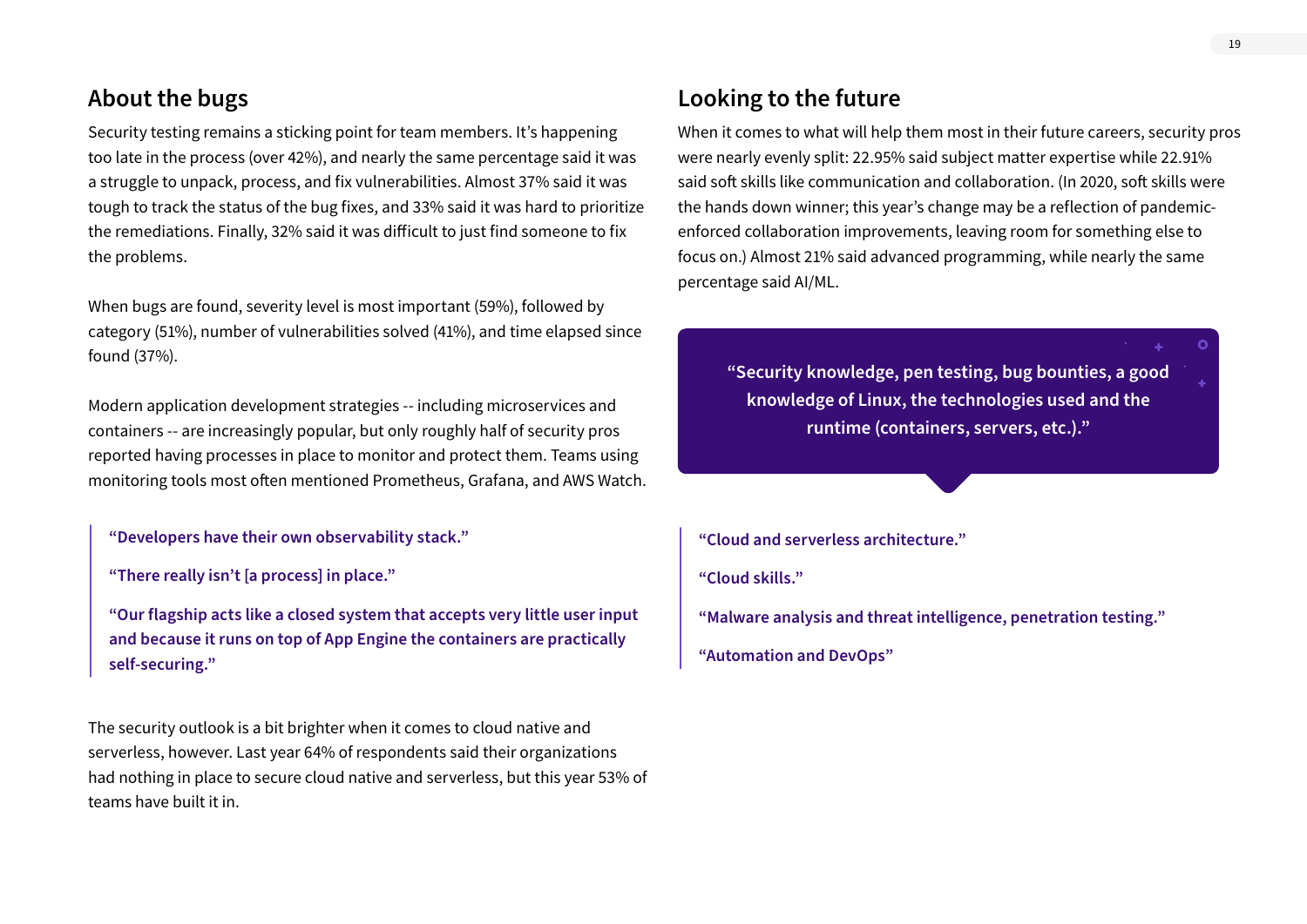## About the bugs

Security testing remains a sticking point for team members. It's happening too late in the process (over 42%), and nearly the same percentage said it was a struggle to unpack, process, and fix vulnerabilities. Almost 37% said it was tough to track the status of the bug fixes, and 33% said it was hard to prioritize the remediations. Finally, 32% said it was difficult to just find someone to fix the problems.

When bugs are found, severity level is most important (59%), followed by category (51%), number of vulnerabilities solved (41%), and time elapsed since found (37%).

Modern application development strategies -- including microservices and containers -- are increasingly popular, but only roughly half of security pros reported having processes in place to monitor and protect them. Teams using monitoring tools most often mentioned Prometheus, Grafana, and AWS Watch.

> **"Developers have their own observability stack."**
>
> **"There really isn't [a process] in place."**
>
> **"Our flagship acts like a closed system that accepts very little user input and because it runs on top of App Engine the containers are practically self-securing."**

The security outlook is a bit brighter when it comes to cloud native and serverless, however. Last year 64% of respondents said their organizations had nothing in place to secure cloud native and serverless, but this year 53% of teams have built it in.

## Looking to the future

When it comes to what will help them most in their future careers, security pros were nearly evenly split: 22.95% said subject matter expertise while 22.91% said soft skills like communication and collaboration. (In 2020, soft skills were the hands down winner; this year's change may be a reflection of pandemic-enforced collaboration improvements, leaving room for something else to focus on.) Almost 21% said advanced programming, while nearly the same percentage said AI/ML.

> **"Security knowledge, pen testing, bug bounties, a good knowledge of Linux, the technologies used and the runtime (containers, servers, etc.)."**

> **"Cloud and serverless architecture."**
>
> **"Cloud skills."**
>
> **"Malware analysis and threat intelligence, penetration testing."**
>
> **"Automation and DevOps"**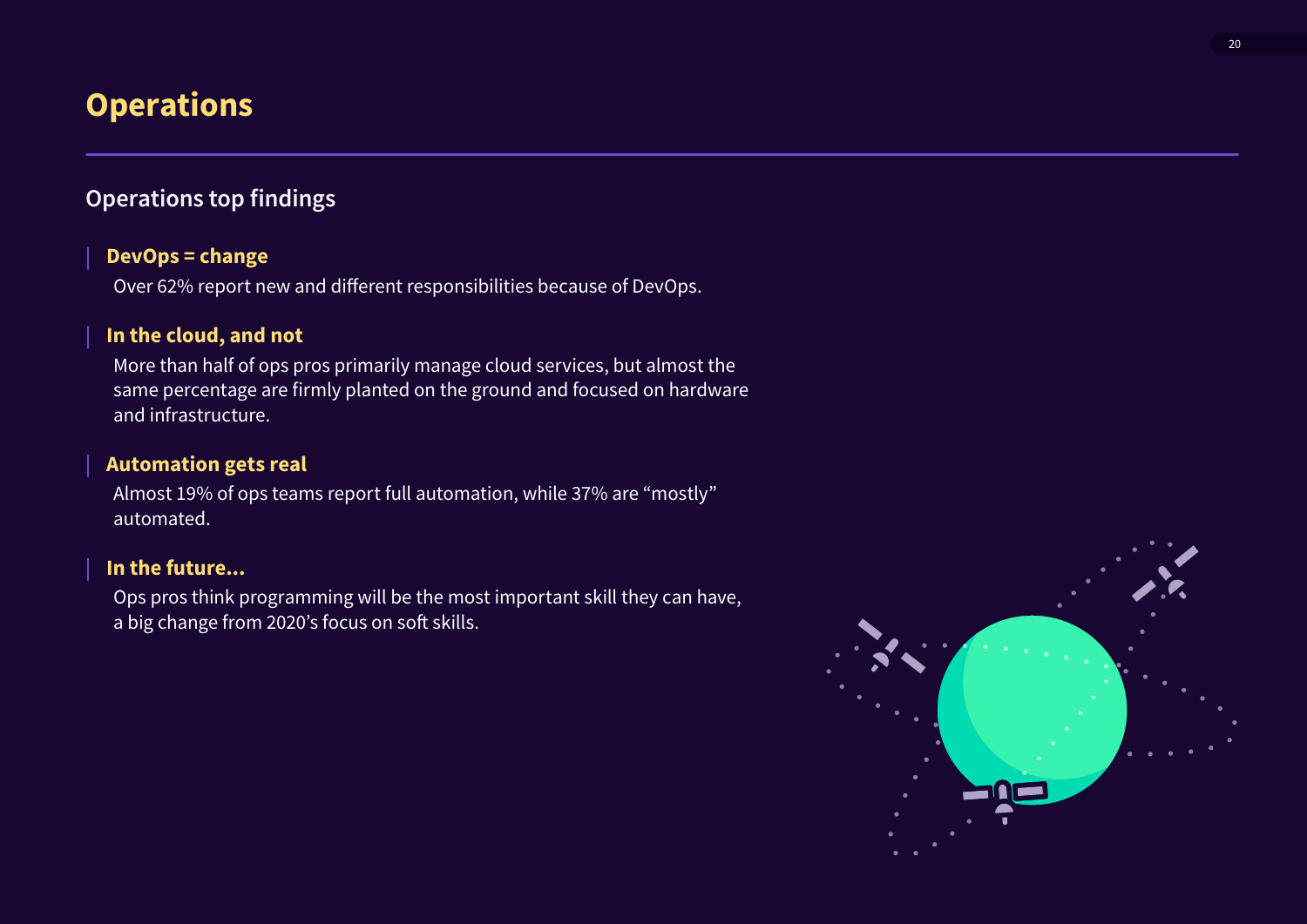# Operations

## Operations top findings

### DevOps = change

Over 62% report new and different responsibilities because of DevOps.

### In the cloud, and not

More than half of ops pros primarily manage cloud services, but almost the same percentage are firmly planted on the ground and focused on hardware and infrastructure.

### Automation gets real

Almost 19% of ops teams report full automation, while 37% are “mostly” automated.

### In the future...

Ops pros think programming will be the most important skill they can have, a big change from 2020’s focus on soft skills.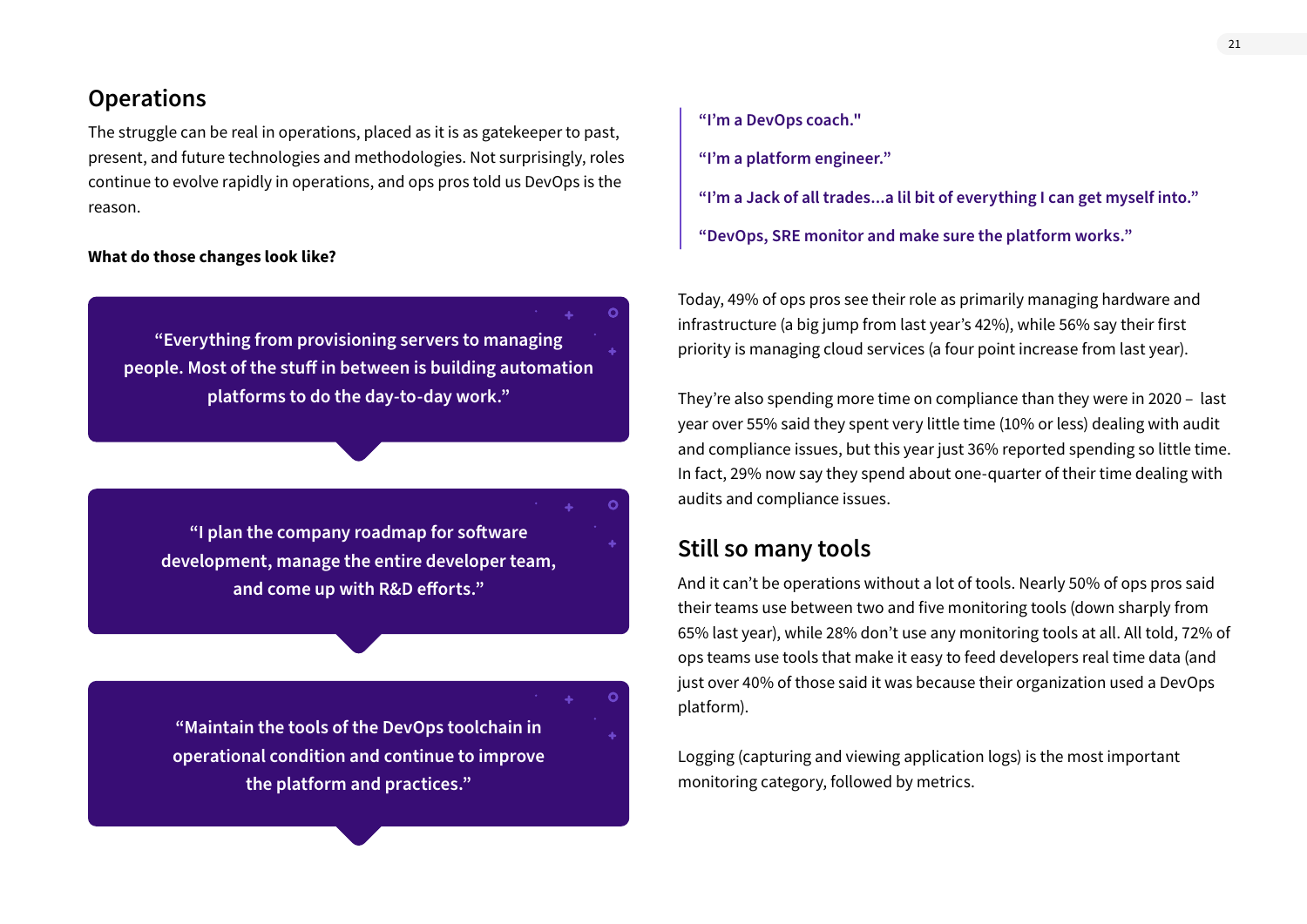## Operations

The struggle can be real in operations, placed as it is as gatekeeper to past, present, and future technologies and methodologies. Not surprisingly, roles continue to evolve rapidly in operations, and ops pros told us DevOps is the reason.

**What do those changes look like?**

> **"Everything from provisioning servers to managing people. Most of the stuff in between is building automation platforms to do the day-to-day work."**

> **"I plan the company roadmap for software development, manage the entire developer team, and come up with R&D efforts."**

> **"Maintain the tools of the DevOps toolchain in operational condition and continue to improve the platform and practices."**

> **"I'm a DevOps coach."**
>
> **"I'm a platform engineer."**
>
> **"I'm a Jack of all trades...a lil bit of everything I can get myself into."**
>
> **"DevOps, SRE monitor and make sure the platform works."**

Today, 49% of ops pros see their role as primarily managing hardware and infrastructure (a big jump from last year's 42%), while 56% say their first priority is managing cloud services (a four point increase from last year).

They're also spending more time on compliance than they were in 2020 – last year over 55% said they spent very little time (10% or less) dealing with audit and compliance issues, but this year just 36% reported spending so little time. In fact, 29% now say they spend about one-quarter of their time dealing with audits and compliance issues.

## Still so many tools

And it can't be operations without a lot of tools. Nearly 50% of ops pros said their teams use between two and five monitoring tools (down sharply from 65% last year), while 28% don't use any monitoring tools at all. All told, 72% of ops teams use tools that make it easy to feed developers real time data (and just over 40% of those said it was because their organization used a DevOps platform).

Logging (capturing and viewing application logs) is the most important monitoring category, followed by metrics.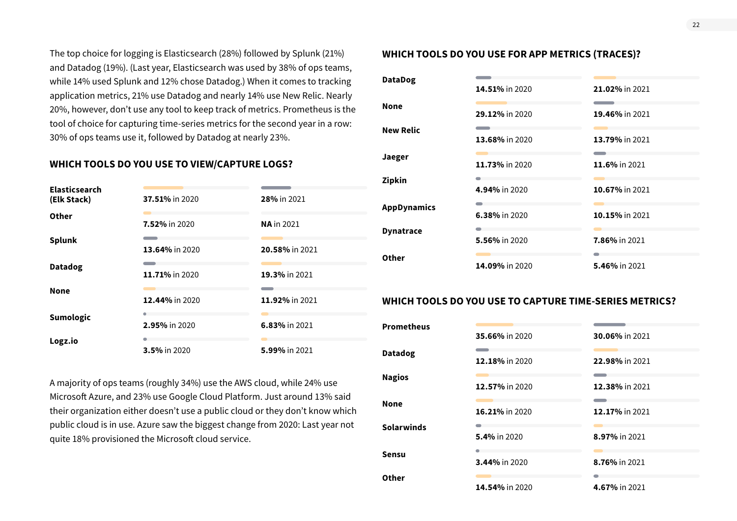The top choice for logging is Elasticsearch (28%) followed by Splunk (21%) and Datadog (19%). (Last year, Elasticsearch was used by 38% of ops teams, while 14% used Splunk and 12% chose Datadog.) When it comes to tracking application metrics, 21% use Datadog and nearly 14% use New Relic. Nearly 20%, however, don't use any tool to keep track of metrics. Prometheus is the tool of choice for capturing time-series metrics for the second year in a row: 30% of ops teams use it, followed by Datadog at nearly 23%.

## WHICH TOOLS DO YOU USE TO VIEW/CAPTURE LOGS?

| Tool | 2020 | 2021 |
|---|---|---|
| Elasticsearch (Elk Stack) | **37.51%** in 2020 | **28%** in 2021 |
| Other | **7.52%** in 2020 | **NA** in 2021 |
| Splunk | **13.64%** in 2020 | **20.58%** in 2021 |
| Datadog | **11.71%** in 2020 | **19.3%** in 2021 |
| None | **12.44%** in 2020 | **11.92%** in 2021 |
| Sumologic | **2.95%** in 2020 | **6.83%** in 2021 |
| Logz.io | **3.5%** in 2020 | **5.99%** in 2021 |

A majority of ops teams (roughly 34%) use the AWS cloud, while 24% use Microsoft Azure, and 23% use Google Cloud Platform. Just around 13% said their organization either doesn't use a public cloud or they don't know which public cloud is in use. Azure saw the biggest change from 2020: Last year not quite 18% provisioned the Microsoft cloud service.

## WHICH TOOLS DO YOU USE FOR APP METRICS (TRACES)?

| Tool | 2020 | 2021 |
|---|---|---|
| DataDog | **14.51%** in 2020 | **21.02%** in 2021 |
| None | **29.12%** in 2020 | **19.46%** in 2021 |
| New Relic | **13.68%** in 2020 | **13.79%** in 2021 |
| Jaeger | **11.73%** in 2020 | **11.6%** in 2021 |
| Zipkin | **4.94%** in 2020 | **10.67%** in 2021 |
| AppDynamics | **6.38%** in 2020 | **10.15%** in 2021 |
| Dynatrace | **5.56%** in 2020 | **7.86%** in 2021 |
| Other | **14.09%** in 2020 | **5.46%** in 2021 |

## WHICH TOOLS DO YOU USE TO CAPTURE TIME-SERIES METRICS?

| Tool | 2020 | 2021 |
|---|---|---|
| Prometheus | **35.66%** in 2020 | **30.06%** in 2021 |
| Datadog | **12.18%** in 2020 | **22.98%** in 2021 |
| Nagios | **12.57%** in 2020 | **12.38%** in 2021 |
| None | **16.21%** in 2020 | **12.17%** in 2021 |
| Solarwinds | **5.4%** in 2020 | **8.97%** in 2021 |
| Sensu | **3.44%** in 2020 | **8.76%** in 2021 |
| Other | **14.54%** in 2020 | **4.67%** in 2021 |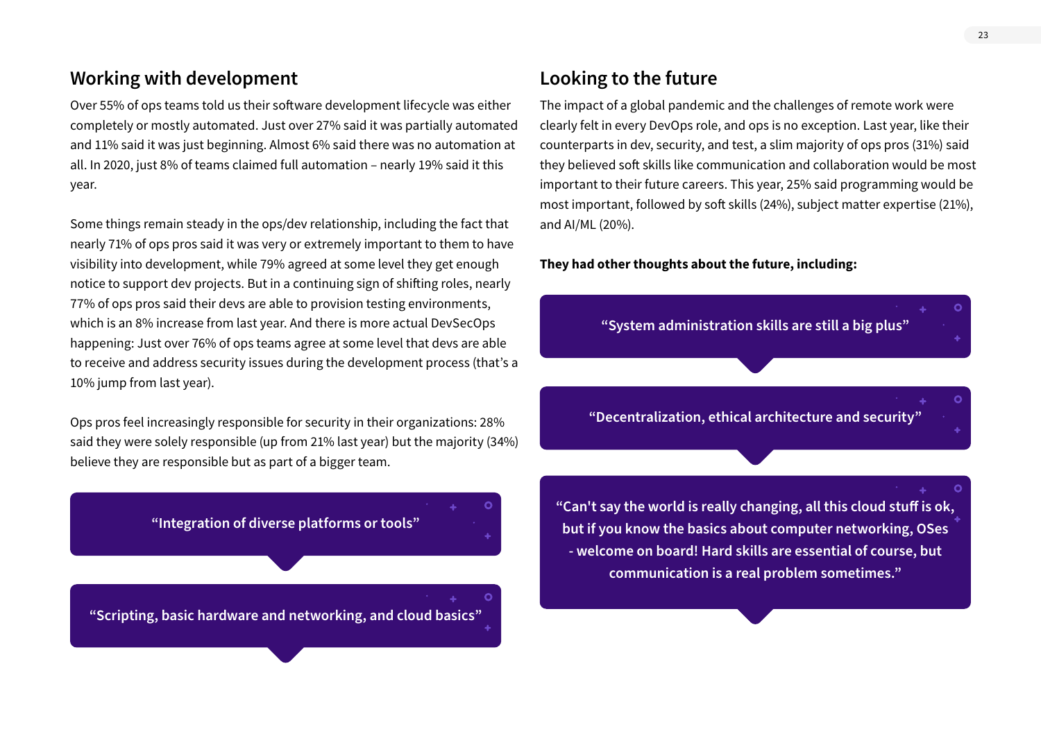## Working with development

Over 55% of ops teams told us their software development lifecycle was either completely or mostly automated. Just over 27% said it was partially automated and 11% said it was just beginning. Almost 6% said there was no automation at all. In 2020, just 8% of teams claimed full automation – nearly 19% said it this year.

Some things remain steady in the ops/dev relationship, including the fact that nearly 71% of ops pros said it was very or extremely important to them to have visibility into development, while 79% agreed at some level they get enough notice to support dev projects. But in a continuing sign of shifting roles, nearly 77% of ops pros said their devs are able to provision testing environments, which is an 8% increase from last year. And there is more actual DevSecOps happening: Just over 76% of ops teams agree at some level that devs are able to receive and address security issues during the development process (that's a 10% jump from last year).

Ops pros feel increasingly responsible for security in their organizations: 28% said they were solely responsible (up from 21% last year) but the majority (34%) believe they are responsible but as part of a bigger team.

> **"Integration of diverse platforms or tools"**

> **"Scripting, basic hardware and networking, and cloud basics"**

## Looking to the future

The impact of a global pandemic and the challenges of remote work were clearly felt in every DevOps role, and ops is no exception. Last year, like their counterparts in dev, security, and test, a slim majority of ops pros (31%) said they believed soft skills like communication and collaboration would be most important to their future careers. This year, 25% said programming would be most important, followed by soft skills (24%), subject matter expertise (21%), and AI/ML (20%).

**They had other thoughts about the future, including:**

> **"System administration skills are still a big plus"**

> **"Decentralization, ethical architecture and security"**

> **"Can't say the world is really changing, all this cloud stuff is ok, but if you know the basics about computer networking, OSes - welcome on board! Hard skills are essential of course, but communication is a real problem sometimes."**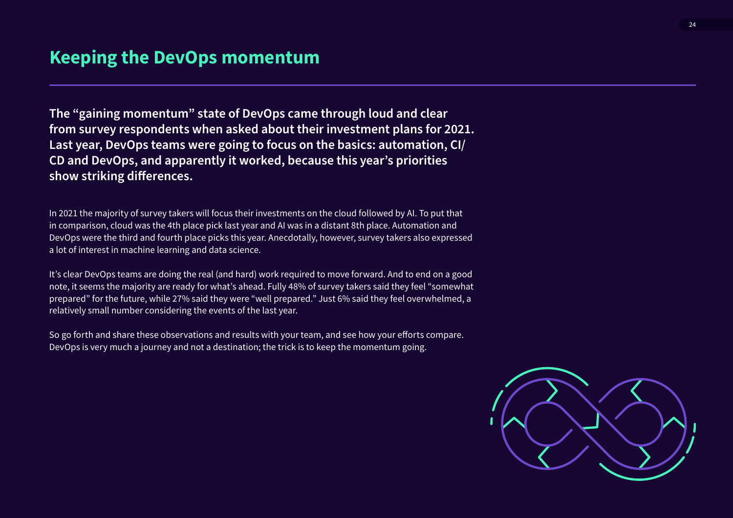# Keeping the DevOps momentum

**The "gaining momentum" state of DevOps came through loud and clear from survey respondents when asked about their investment plans for 2021. Last year, DevOps teams were going to focus on the basics: automation, CI/CD and DevOps, and apparently it worked, because this year's priorities show striking differences.**

In 2021 the majority of survey takers will focus their investments on the cloud followed by AI. To put that in comparison, cloud was the 4th place pick last year and AI was in a distant 8th place. Automation and DevOps were the third and fourth place picks this year. Anecdotally, however, survey takers also expressed a lot of interest in machine learning and data science.

It's clear DevOps teams are doing the real (and hard) work required to move forward. And to end on a good note, it seems the majority are ready for what's ahead. Fully 48% of survey takers said they feel "somewhat prepared" for the future, while 27% said they were "well prepared." Just 6% said they feel overwhelmed, a relatively small number considering the events of the last year.

So go forth and share these observations and results with your team, and see how your efforts compare. DevOps is very much a journey and not a destination; the trick is to keep the momentum going.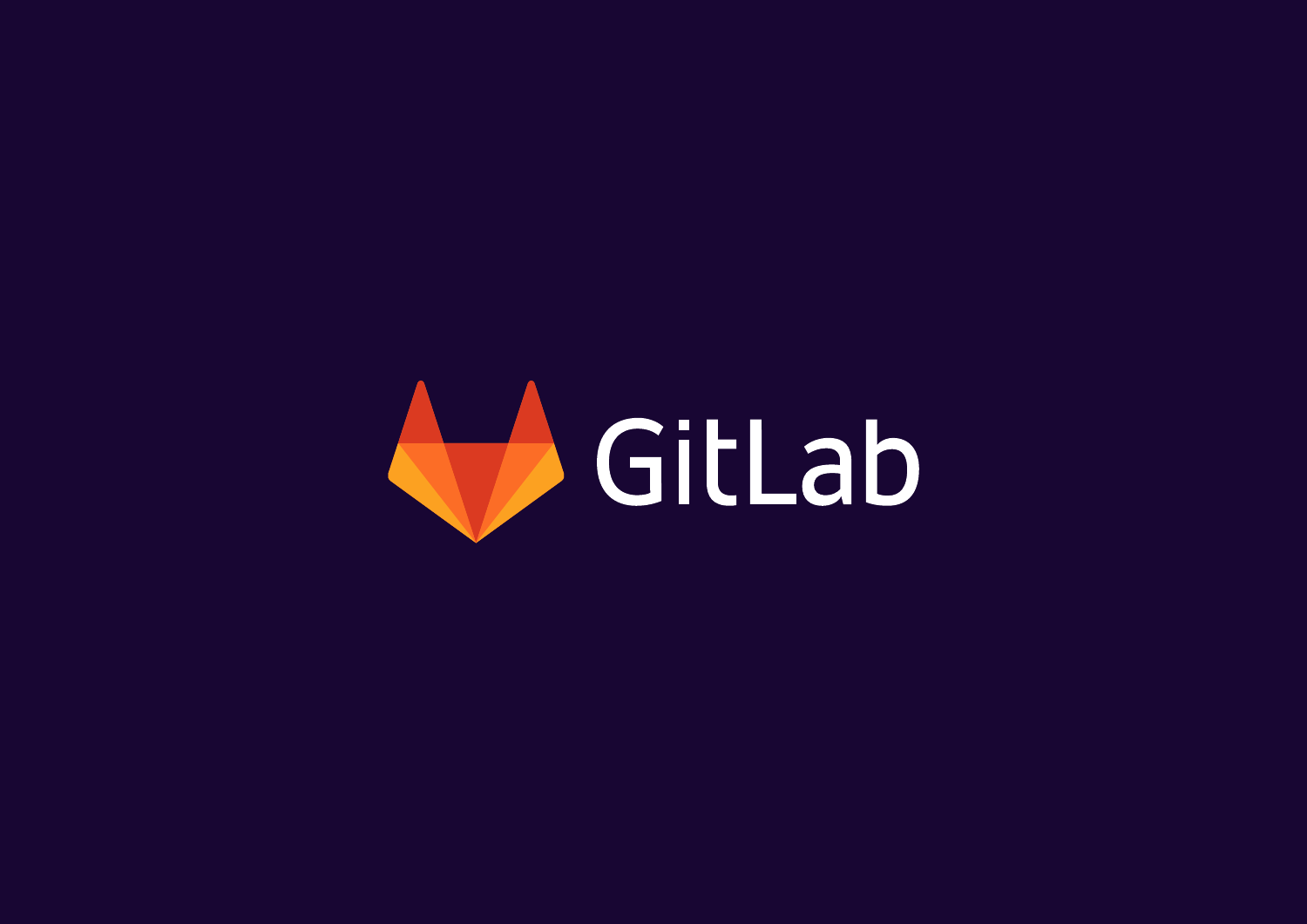GitLab